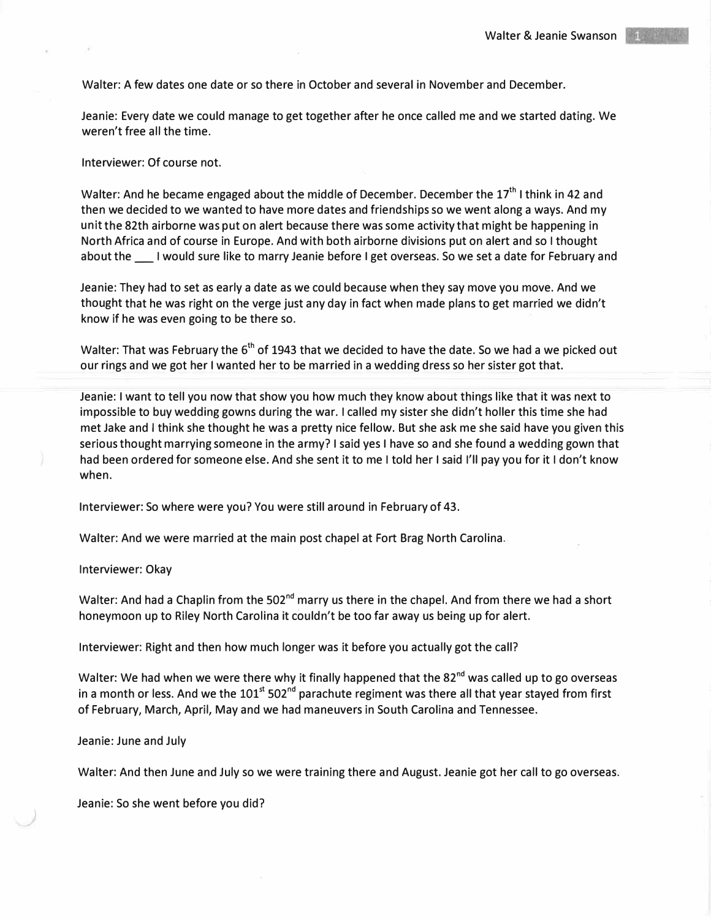Walter: A few dates one date or so there in October and several in November and December.

Jeanie: Every date we could manage to get together after he once called me and we started dating. We weren't free all the time.

Interviewer: Of course not.

Walter: And he became engaged about the middle of December. December the 17th I think in 42 and then we decided to we wanted to have more dates and friendships so we went along a ways. And my unit the 82th airborne was put on alert because there was some activity that might be happening in North Africa and of course in Europe. And with both airborne divisions put on alert and so I thought about the ___ I would sure like to marry Jeanie before I get overseas. So we set a date for February and

Jeanie: They had to set as early a date as we could because when they say move you move. And we thought that he was right on the verge just any day in fact when made plans to get married we didn't know if he was even going to be there so.

Walter: That was February the 6th of 1943 that we decided to have the date. So we had a we picked out our rings and we got her I wanted her to be married in a wedding dress so her sister got that.

Jeanie: I want to tell you now that show you how much they know about things like that it was next to impossible to buy wedding gowns during the war. I called my sister she didn't holler this time she had met Jake and I think she thought he was a pretty nice fellow. But she ask me she said have you given this serious thought marrying someone in the army? I said yes I have so and she found a wedding gown that had been ordered for someone else. And she sent it to me I told her I said I'll pay you for it I don't know when.

Interviewer: So where were you? You were still around in February of 43.

Walter: And we were married at the main post chapel at Fort Brag North Carolina.

Interviewer: Okay

Walter: And had a Chaplin from the 502nd marry us there in the chapel. And from there we had a short honeymoon up to Riley North Carolina it couldn't be too far away us being up for alert.

Interviewer: Right and then how much longer was it before you actually got the call?

Walter: We had when we were there why it finally happened that the 82nd was called up to go overseas in a month or less. And we the 101st 502nd parachute regiment was there all that year stayed from first of February, March, April, May and we had maneuvers in South Carolina and Tennessee.

Jeanie: June and July

Walter: And then June and July so we were training there and August. Jeanie got her call to go overseas.

Jeanie: So she went before you did?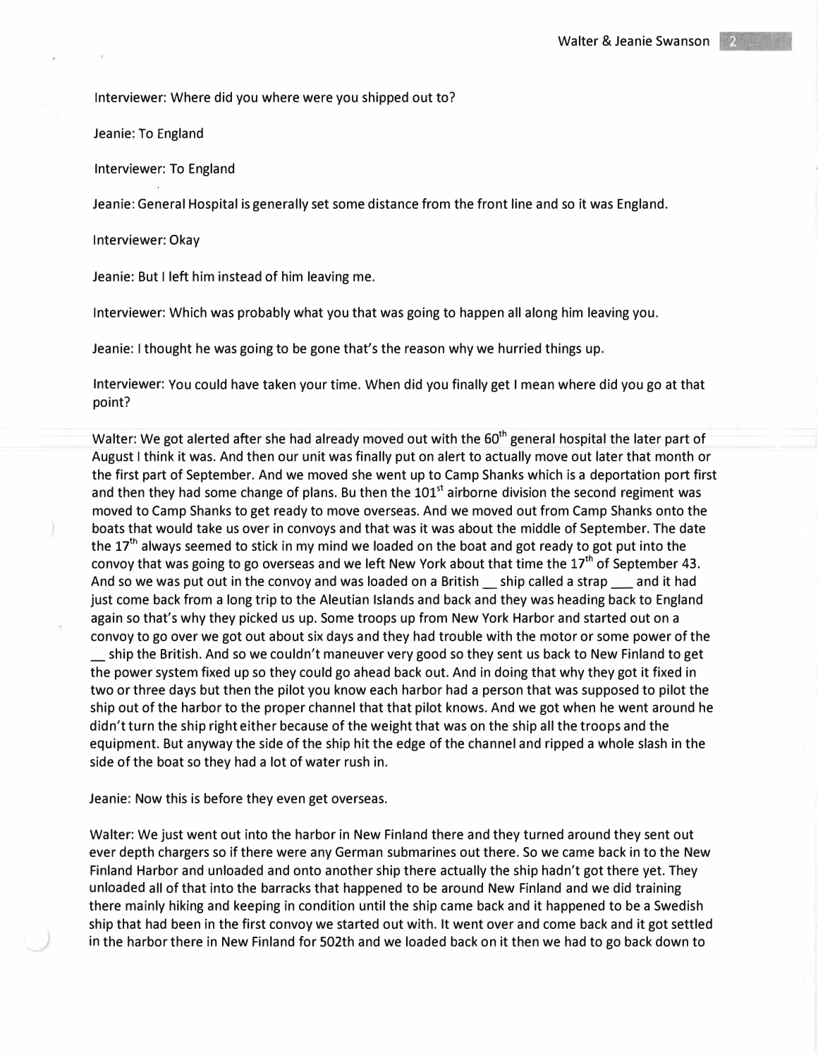Interviewer: Where did you where were you shipped out to?

Jeanie: To England

Interviewer: To England

Jeanie: General Hospital is generally set some distance from the front line and so it was England.

Interviewer: Okay

Jeanie: But I left him instead of him leaving me.

Interviewer: Which was probably what you that was going to happen all along him leaving you.

Jeanie: I thought he was going to be gone that's the reason why we hurried things up.

Interviewer: You could have taken your time. When did you finally get I mean where did you go at that point?

Walter: We got alerted after she had already moved out with the 60th general hospital the later part of August I think it was. And then our unit was finally put on alert to actually move out later that month or the first part of September. And we moved she went up to Camp Shanks which is a deportation port first and then they had some change of plans. Bu then the 101st airborne division the second regiment was moved to Camp Shanks to get ready to move overseas. And we moved out from Camp Shanks onto the boats that would take us over in convoys and that was it was about the middle of September. The date the 17th always seemed to stick in my mind we loaded on the boat and got ready to got put into the convoy that was going to go overseas and we left New York about that time the 17th of September 43. And so we was put out in the convoy and was loaded on a British __ ship called a strap ___ and it had just come back from a long trip to the Aleutian Islands and back and they was heading back to England again so that's why they picked us up. Some troops up from New York Harbor and started out on a convoy to go over we got out about six days and they had trouble with the motor or some power of the __ ship the British. And so we couldn't maneuver very good so they sent us back to New Finland to get the power system fixed up so they could go ahead back out. And in doing that why they got it fixed in two or three days but then the pilot you know each harbor had a person that was supposed to pilot the ship out of the harbor to the proper channel that that pilot knows. And we got when he went around he didn't turn the ship right either because of the weight that was on the ship all the troops and the equipment. But anyway the side of the ship hit the edge of the channel and ripped a whole slash in the side of the boat so they had a lot of water rush in.

Jeanie: Now this is before they even get overseas.

Walter: We just went out into the harbor in New Finland there and they turned around they sent out ever depth chargers so if there were any German submarines out there. So we came back in to the New Finland Harbor and unloaded and onto another ship there actually the ship hadn't got there yet. They unloaded all of that into the barracks that happened to be around New Finland and we did training there mainly hiking and keeping in condition until the ship came back and it happened to be a Swedish ship that had been in the first convoy we started out with. It went over and come back and it got settled in the harbor there in New Finland for 502th and we loaded back on it then we had to go back down to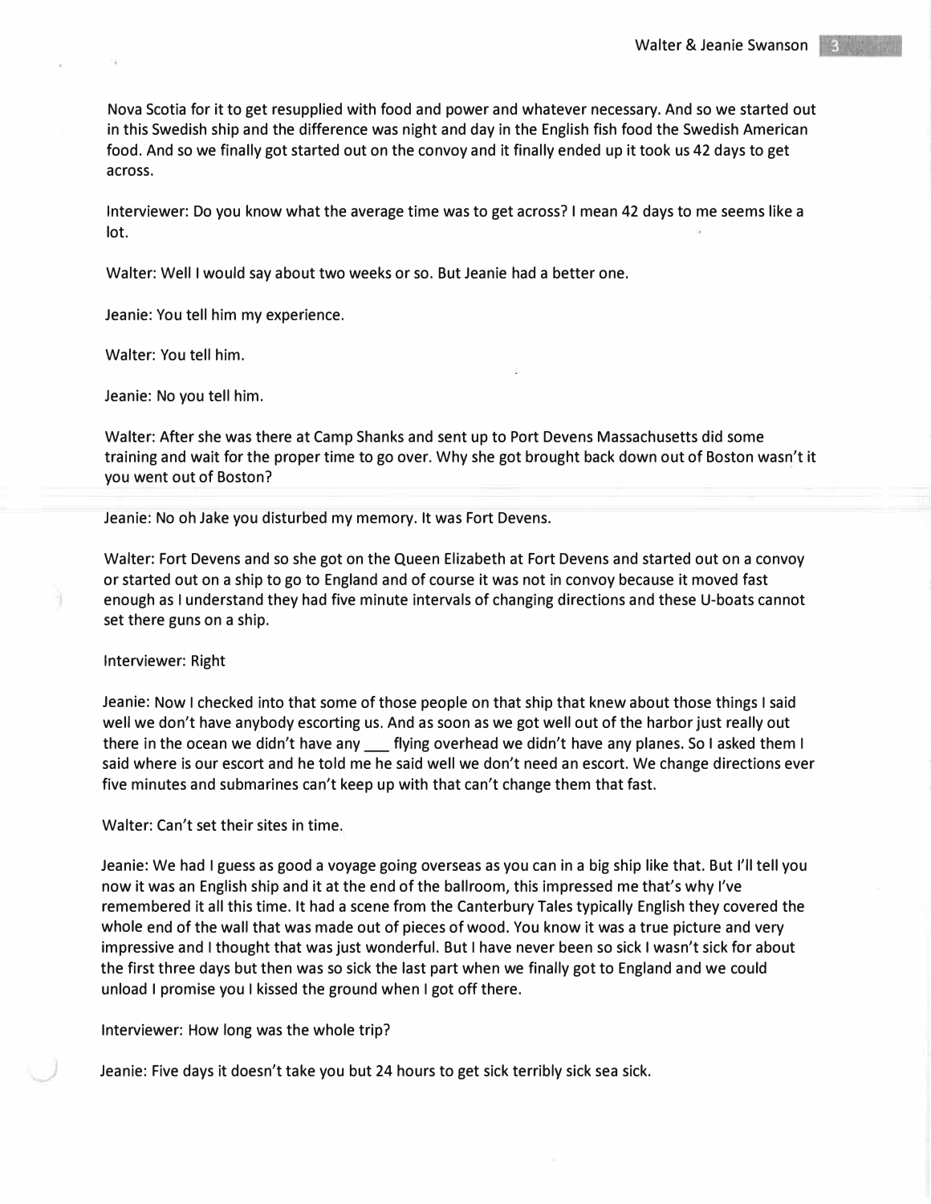Nova Scotia for it to get resupplied with food and power and whatever necessary. And so we started out in this Swedish ship and the difference was night and day in the English fish food the Swedish American food. And so we finally got started out on the convoy and it finally ended up it took us 42 days to get across.

Interviewer: Do you know what the average time was to get across? I mean 42 days to me seems like a lot.

Walter: Well I would say about two weeks or so. But Jeanie had a better one.

Jeanie: You tell him my experience.

Walter: You tell him.

Jeanie: No you tell him.

Walter: After she was there at Camp Shanks and sent up to Port Devens Massachusetts did some training and wait for the proper time to go over. Why she got brought back down out of Boston wasn't it you went out of Boston?

Jeanie: No oh Jake you disturbed my memory. It was Fort Devens.

Walter: Fort Devens and so she got on the Queen Elizabeth at Fort Devens and started out on a convoy or started out on a ship to go to England and of course it was not in convoy because it moved fast enough as I understand they had five minute intervals of changing directions and these U-boats cannot set there guns on a ship.

Interviewer: Right

Jeanie: Now I checked into that some of those people on that ship that knew about those things I said well we don't have anybody escorting us. And as soon as we got well out of the harbor just really out there in the ocean we didn't have any ___ flying overhead we didn't have any planes. So I asked them I said where is our escort and he told me he said well we don't need an escort. We change directions ever five minutes and submarines can't keep up with that can't change them that fast.

Walter: Can't set their sites in time.

Jeanie: We had I guess as good a voyage going overseas as you can in a big ship like that. But I'll tell you now it was an English ship and it at the end of the ballroom, this impressed me that's why I've remembered it all this time. It had a scene from the Canterbury Tales typically English they covered the whole end of the wall that was made out of pieces of wood. You know it was a true picture and very impressive and I thought that was just wonderful. But I have never been so sick I wasn't sick for about the first three days but then was so sick the last part when we finally got to England and we could unload I promise you I kissed the ground when I got off there.

Interviewer: How long was the whole trip?

Jeanie: Five days it doesn't take you but 24 hours to get sick terribly sick sea sick.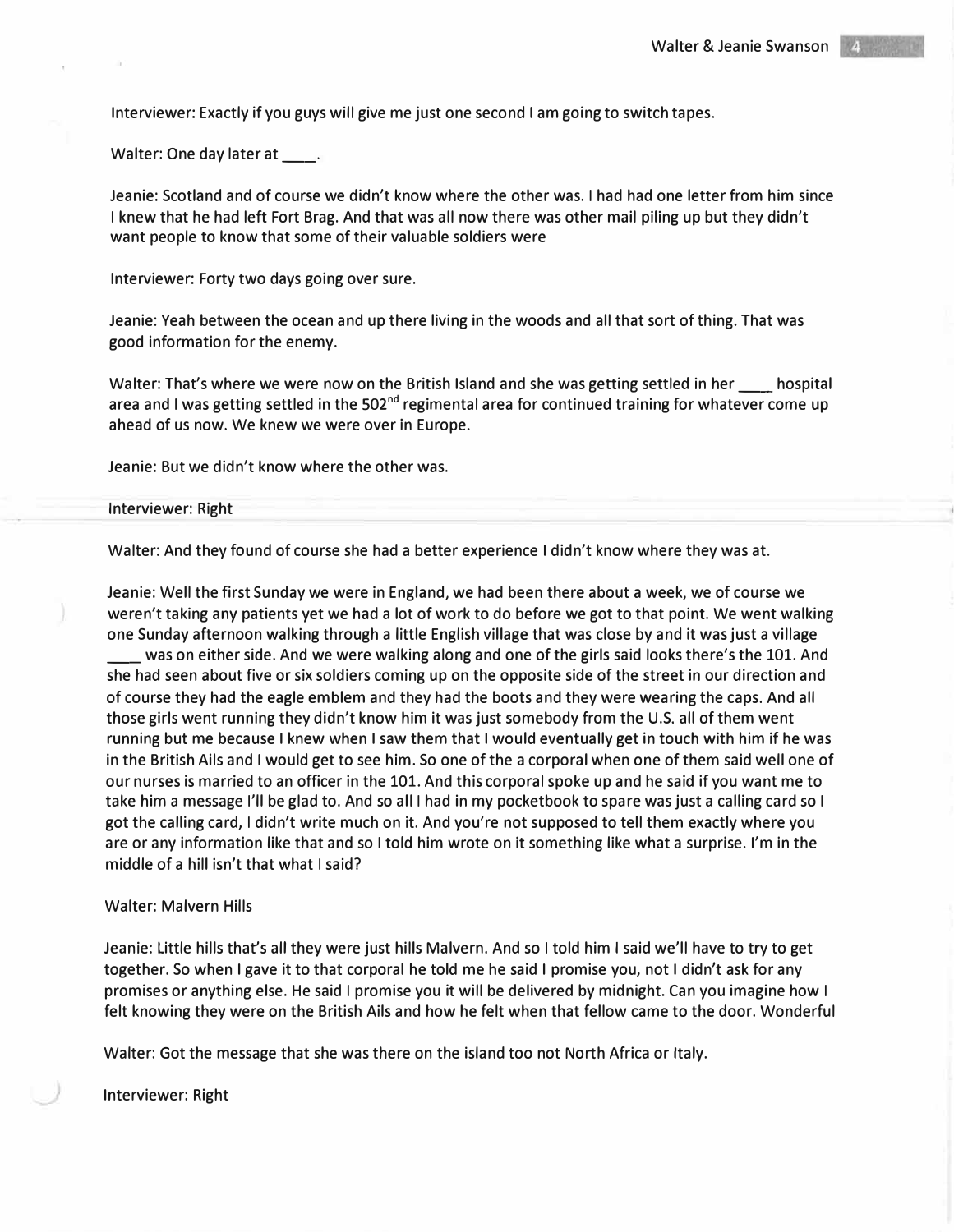Interviewer: Exactly if you guys will give me just one second I am going to switch tapes.

Walter: One day later at ____.

Jeanie: Scotland and of course we didn't know where the other was. I had had one letter from him since I knew that he had left Fort Brag. And that was all now there was other mail piling up but they didn't want people to know that some of their valuable soldiers were

Interviewer: Forty two days going over sure.

Jeanie: Yeah between the ocean and up there living in the woods and all that sort of thing. That was good information for the enemy.

Walter: That's where we were now on the British Island and she was getting settled in her ____ hospital area and I was getting settled in the 502nd regimental area for continued training for whatever come up ahead of us now. We knew we were over in Europe.

Jeanie: But we didn't know where the other was.

Interviewer: Right

Walter: And they found of course she had a better experience I didn't know where they was at.

Jeanie: Well the first Sunday we were in England, we had been there about a week, we of course we weren't taking any patients yet we had a lot of work to do before we got to that point. We went walking one Sunday afternoon walking through a little English village that was close by and it was just a village ____ was on either side. And we were walking along and one of the girls said looks there's the 101. And she had seen about five or six soldiers coming up on the opposite side of the street in our direction and of course they had the eagle emblem and they had the boots and they were wearing the caps. And all those girls went running they didn't know him it was just somebody from the U.S. all of them went running but me because I knew when I saw them that I would eventually get in touch with him if he was in the British Ails and I would get to see him. So one of the a corporal when one of them said well one of our nurses is married to an officer in the 101. And this corporal spoke up and he said if you want me to take him a message I'll be glad to. And so all I had in my pocketbook to spare was just a calling card so I got the calling card, I didn't write much on it. And you're not supposed to tell them exactly where you are or any information like that and so I told him wrote on it something like what a surprise. I'm in the middle of a hill isn't that what I said?

Walter: Malvern Hills

Jeanie: Little hills that's all they were just hills Malvern. And so I told him I said we'll have to try to get together. So when I gave it to that corporal he told me he said I promise you, not I didn't ask for any promises or anything else. He said I promise you it will be delivered by midnight. Can you imagine how I felt knowing they were on the British Ails and how he felt when that fellow came to the door. Wonderful

Walter: Got the message that she was there on the island too not North Africa or Italy.

Interviewer: Right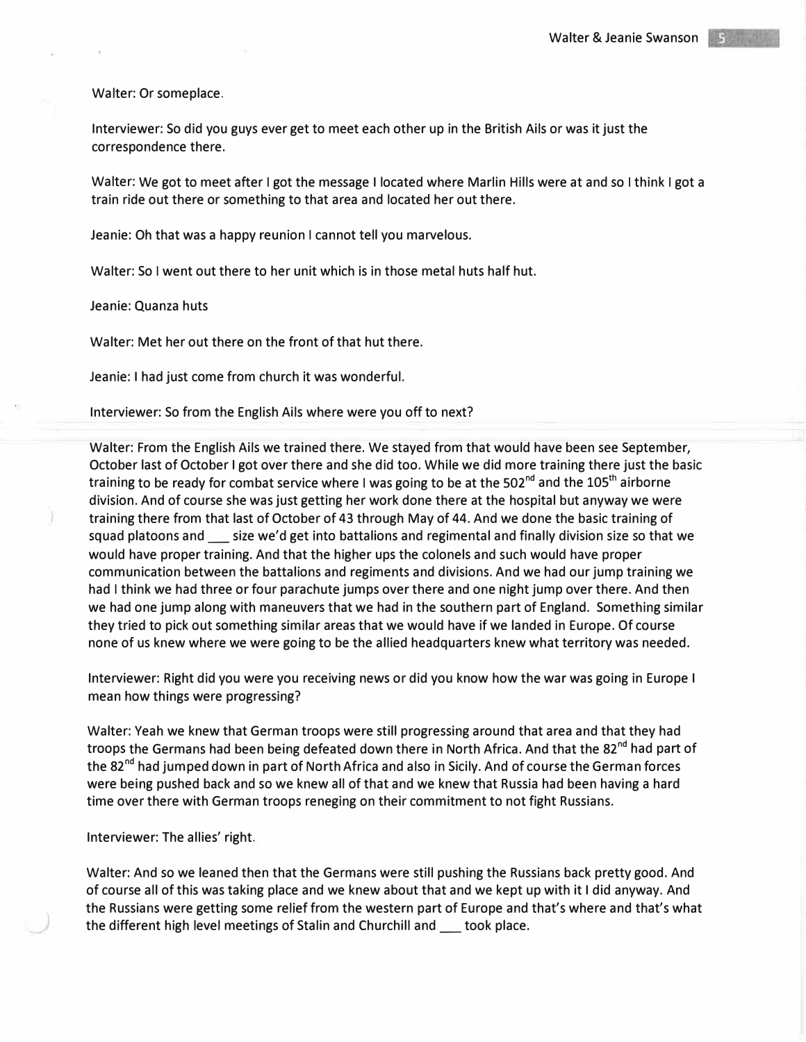Walter: Or someplace.

Interviewer: So did you guys ever get to meet each other up in the British Ails or was it just the correspondence there.

Walter: We got to meet after I got the message I located where Marlin Hills were at and so I think I got a train ride out there or something to that area and located her out there.

Jeanie: Oh that was a happy reunion I cannot tell you marvelous.

Walter: So I went out there to her unit which is in those metal huts half hut.

Jeanie: Quanza huts

Walter: Met her out there on the front of that hut there.

Jeanie: I had just come from church it was wonderful.

Interviewer: So from the English Ails where were you off to next?

Walter: From the English Ails we trained there. We stayed from that would have been see September, October last of October I got over there and she did too. While we did more training there just the basic training to be ready for combat service where I was going to be at the 502nd and the 105th airborne division. And of course she was just getting her work done there at the hospital but anyway we were training there from that last of October of 43 through May of 44. And we done the basic training of squad platoons and ___ size we'd get into battalions and regimental and finally division size so that we would have proper training. And that the higher ups the colonels and such would have proper communication between the battalions and regiments and divisions. And we had our jump training we had I think we had three or four parachute jumps over there and one night jump over there. And then we had one jump along with maneuvers that we had in the southern part of England. Something similar they tried to pick out something similar areas that we would have if we landed in Europe. Of course none of us knew where we were going to be the allied headquarters knew what territory was needed.

Interviewer: Right did you were you receiving news or did you know how the war was going in Europe I mean how things were progressing?

Walter: Yeah we knew that German troops were still progressing around that area and that they had troops the Germans had been being defeated down there in North Africa. And that the 82nd had part of the 82nd had jumped down in part of North Africa and also in Sicily. And of course the German forces were being pushed back and so we knew all of that and we knew that Russia had been having a hard time over there with German troops reneging on their commitment to not fight Russians.

Interviewer: The allies' right.

Walter: And so we leaned then that the Germans were still pushing the Russians back pretty good. And of course all of this was taking place and we knew about that and we kept up with it I did anyway. And the Russians were getting some relief from the western part of Europe and that's where and that's what the different high level meetings of Stalin and Churchill and ___ took place.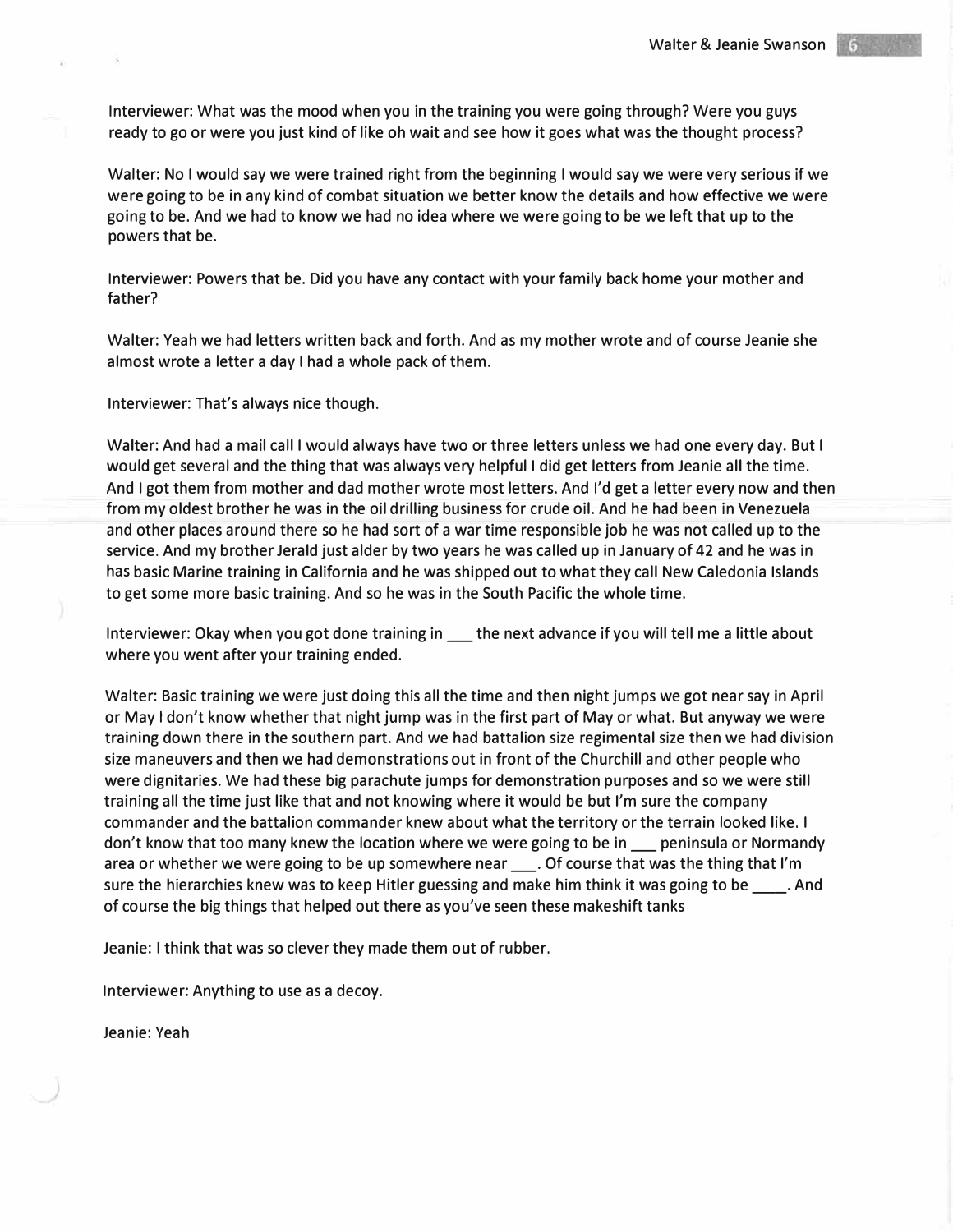Interviewer: What was the mood when you in the training you were going through? Were you guys ready to go or were you just kind of like oh wait and see how it goes what was the thought process?

Walter: No I would say we were trained right from the beginning I would say we were very serious if we were going to be in any kind of combat situation we better know the details and how effective we were going to be. And we had to know we had no idea where we were going to be we left that up to the powers that be.

Interviewer: Powers that be. Did you have any contact with your family back home your mother and father?

Walter: Yeah we had letters written back and forth. And as my mother wrote and of course Jeanie she almost wrote a letter a day I had a whole pack of them.

Interviewer: That's always nice though.

Walter: And had a mail call I would always have two or three letters unless we had one every day. But I would get several and the thing that was always very helpful I did get letters from Jeanie all the time. And I got them from mother and dad mother wrote most letters. And I'd get a letter every now and then from my oldest brother he was in the oil drilling business for crude oil. And he had been in Venezuela and other places around there so he had sort of a war time responsible job he was not called up to the service. And my brother Jerald just alder by two years he was called up in January of 42 and he was in has basic Marine training in California and he was shipped out to what they call New Caledonia Islands to get some more basic training. And so he was in the South Pacific the whole time.

Interviewer: Okay when you got done training in ___ the next advance if you will tell me a little about where you went after your training ended.

Walter: Basic training we were just doing this all the time and then night jumps we got near say in April or May I don't know whether that night jump was in the first part of May or what. But anyway we were training down there in the southern part. And we had battalion size regimental size then we had division size maneuvers and then we had demonstrations out in front of the Churchill and other people who were dignitaries. We had these big parachute jumps for demonstration purposes and so we were still training all the time just like that and not knowing where it would be but I'm sure the company commander and the battalion commander knew about what the territory or the terrain looked like. I don't know that too many knew the location where we were going to be in ___ peninsula or Normandy area or whether we were going to be up somewhere near ___. Of course that was the thing that I'm sure the hierarchies knew was to keep Hitler guessing and make him think it was going to be ____. And of course the big things that helped out there as you've seen these makeshift tanks

Jeanie: I think that was so clever they made them out of rubber.

Interviewer: Anything to use as a decoy.

Jeanie: Yeah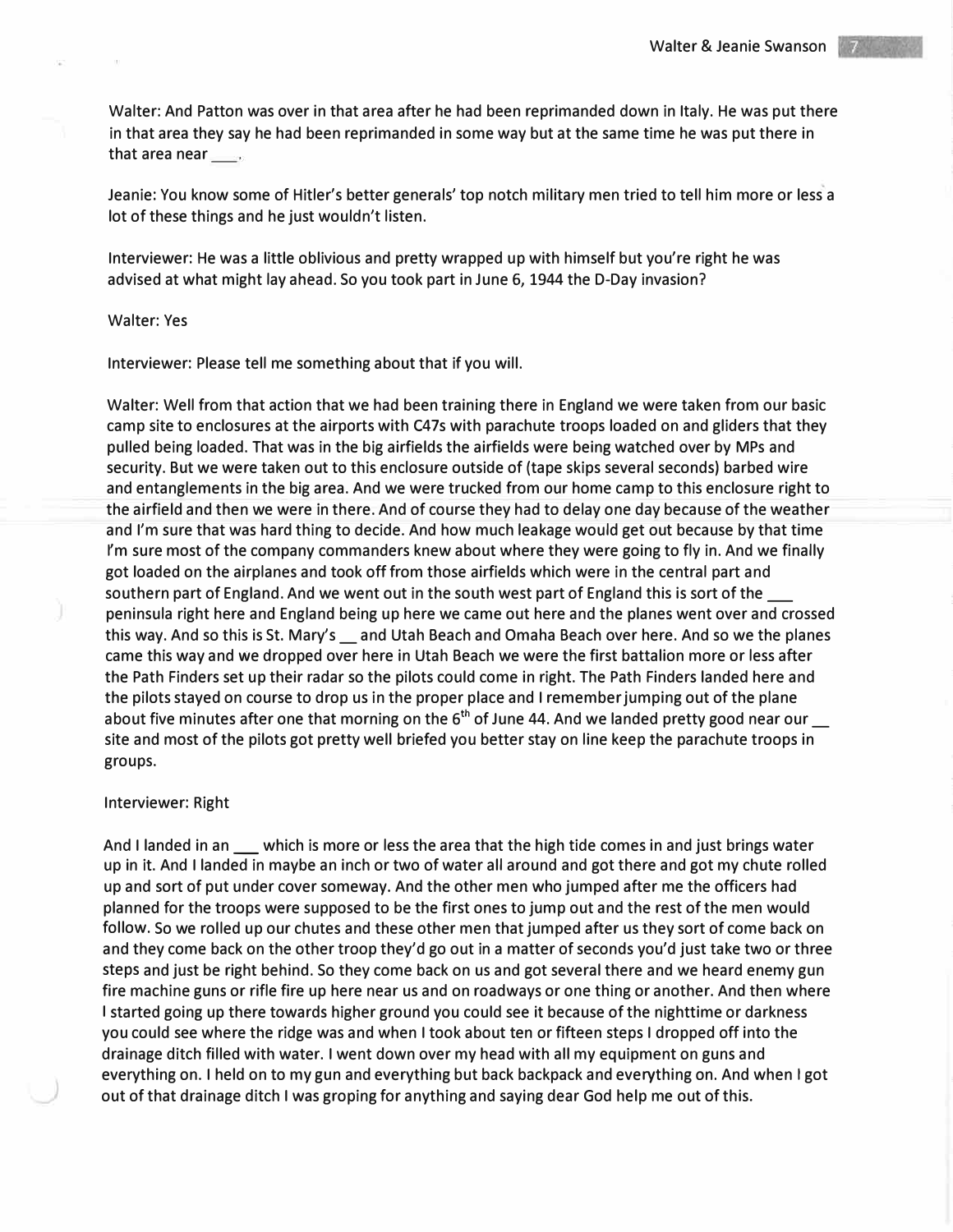Walter: And Patton was over in that area after he had been reprimanded down in Italy. He was put there in that area they say he had been reprimanded in some way but at the same time he was put there in that area near ___.

Jeanie: You know some of Hitler's better generals' top notch military men tried to tell him more or less a lot of these things and he just wouldn't listen.

Interviewer: He was a little oblivious and pretty wrapped up with himself but you're right he was advised at what might lay ahead. So you took part in June 6, 1944 the D-Day invasion?

Walter: Yes

Interviewer: Please tell me something about that if you will.

Walter: Well from that action that we had been training there in England we were taken from our basic camp site to enclosures at the airports with C47s with parachute troops loaded on and gliders that they pulled being loaded. That was in the big airfields the airfields were being watched over by MPs and security. But we were taken out to this enclosure outside of (tape skips several seconds) barbed wire and entanglements in the big area. And we were trucked from our home camp to this enclosure right to the airfield and then we were in there. And of course they had to delay one day because of the weather and I'm sure that was hard thing to decide. And how much leakage would get out because by that time I'm sure most of the company commanders knew about where they were going to fly in. And we finally got loaded on the airplanes and took off from those airfields which were in the central part and southern part of England. And we went out in the south west part of England this is sort of the ___ peninsula right here and England being up here we came out here and the planes went over and crossed this way. And so this is St. Mary's __ and Utah Beach and Omaha Beach over here. And so we the planes came this way and we dropped over here in Utah Beach we were the first battalion more or less after the Path Finders set up their radar so the pilots could come in right. The Path Finders landed here and the pilots stayed on course to drop us in the proper place and I remember jumping out of the plane about five minutes after one that morning on the 6th of June 44. And we landed pretty good near our __ site and most of the pilots got pretty well briefed you better stay on line keep the parachute troops in groups.

Interviewer: Right

And I landed in an ___ which is more or less the area that the high tide comes in and just brings water up in it. And I landed in maybe an inch or two of water all around and got there and got my chute rolled up and sort of put under cover someway. And the other men who jumped after me the officers had planned for the troops were supposed to be the first ones to jump out and the rest of the men would follow. So we rolled up our chutes and these other men that jumped after us they sort of come back on and they come back on the other troop they'd go out in a matter of seconds you'd just take two or three steps and just be right behind. So they come back on us and got several there and we heard enemy gun fire machine guns or rifle fire up here near us and on roadways or one thing or another. And then where I started going up there towards higher ground you could see it because of the nighttime or darkness you could see where the ridge was and when I took about ten or fifteen steps I dropped off into the drainage ditch filled with water. I went down over my head with all my equipment on guns and everything on. I held on to my gun and everything but back backpack and everything on. And when I got out of that drainage ditch I was groping for anything and saying dear God help me out of this.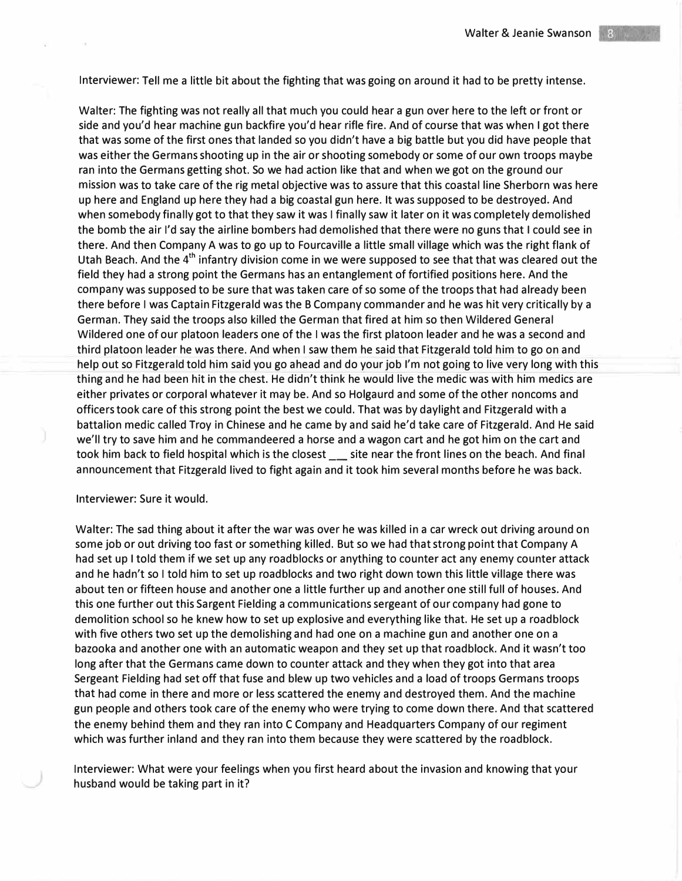Interviewer: Tell me a little bit about the fighting that was going on around it had to be pretty intense.

Walter: The fighting was not really all that much you could hear a gun over here to the left or front or side and you'd hear machine gun backfire you'd hear rifle fire. And of course that was when I got there that was some of the first ones that landed so you didn't have a big battle but you did have people that was either the Germans shooting up in the air or shooting somebody or some of our own troops maybe ran into the Germans getting shot. So we had action like that and when we got on the ground our mission was to take care of the rig metal objective was to assure that this coastal line Sherborn was here up here and England up here they had a big coastal gun here. It was supposed to be destroyed. And when somebody finally got to that they saw it was I finally saw it later on it was completely demolished the bomb the air I'd say the airline bombers had demolished that there were no guns that I could see in there. And then Company A was to go up to Fourcaville a little small village which was the right flank of Utah Beach. And the 4th infantry division come in we were supposed to see that that was cleared out the field they had a strong point the Germans has an entanglement of fortified positions here. And the company was supposed to be sure that was taken care of so some of the troops that had already been there before I was Captain Fitzgerald was the B Company commander and he was hit very critically by a German. They said the troops also killed the German that fired at him so then Wildered General Wildered one of our platoon leaders one of the I was the first platoon leader and he was a second and third platoon leader he was there. And when I saw them he said that Fitzgerald told him to go on and help out so Fitzgerald told him said you go ahead and do your job I'm not going to live very long with this thing and he had been hit in the chest. He didn't think he would live the medic was with him medics are either privates or corporal whatever it may be. And so Holgaurd and some of the other noncoms and officers took care of this strong point the best we could. That was by daylight and Fitzgerald with a battalion medic called Troy in Chinese and he came by and said he'd take care of Fitzgerald. And He said we'll try to save him and he commandeered a horse and a wagon cart and he got him on the cart and took him back to field hospital which is the closest ___ site near the front lines on the beach. And final announcement that Fitzgerald lived to fight again and it took him several months before he was back.

Interviewer: Sure it would.

Walter: The sad thing about it after the war was over he was killed in a car wreck out driving around on some job or out driving too fast or something killed. But so we had that strong point that Company A had set up I told them if we set up any roadblocks or anything to counter act any enemy counter attack and he hadn't so I told him to set up roadblocks and two right down town this little village there was about ten or fifteen house and another one a little further up and another one still full of houses. And this one further out this Sargent Fielding a communications sergeant of our company had gone to demolition school so he knew how to set up explosive and everything like that. He set up a roadblock with five others two set up the demolishing and had one on a machine gun and another one on a bazooka and another one with an automatic weapon and they set up that roadblock. And it wasn't too long after that the Germans came down to counter attack and they when they got into that area Sergeant Fielding had set off that fuse and blew up two vehicles and a load of troops Germans troops that had come in there and more or less scattered the enemy and destroyed them. And the machine gun people and others took care of the enemy who were trying to come down there. And that scattered the enemy behind them and they ran into C Company and Headquarters Company of our regiment which was further inland and they ran into them because they were scattered by the roadblock.

Interviewer: What were your feelings when you first heard about the invasion and knowing that your husband would be taking part in it?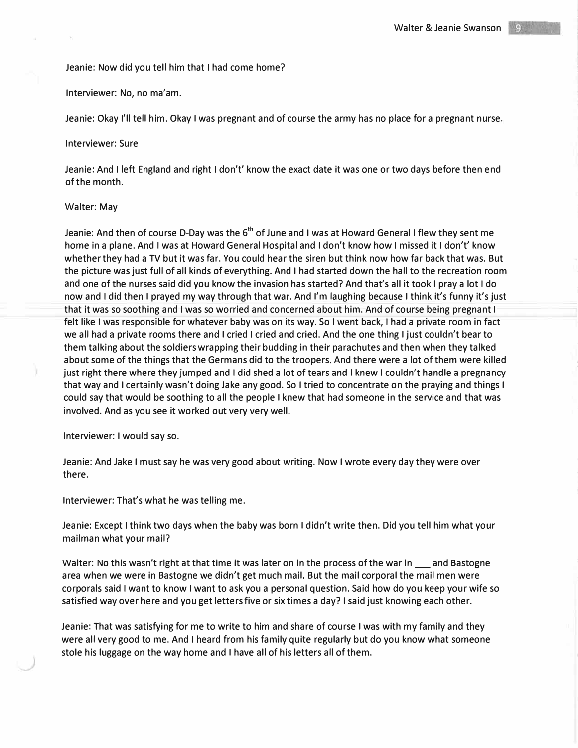Jeanie: Now did you tell him that I had come home?

Interviewer: No, no ma'am.

Jeanie: Okay I'll tell him. Okay I was pregnant and of course the army has no place for a pregnant nurse.

Interviewer: Sure

Jeanie: And I left England and right I don't' know the exact date it was one or two days before then end of the month.

Walter: May

Jeanie: And then of course D-Day was the 6th of June and I was at Howard General I flew they sent me home in a plane. And I was at Howard General Hospital and I don't know how I missed it I don't' know whether they had a TV but it was far. You could hear the siren but think now how far back that was. But the picture was just full of all kinds of everything. And I had started down the hall to the recreation room and one of the nurses said did you know the invasion has started? And that's all it took I pray a lot I do now and I did then I prayed my way through that war. And I'm laughing because I think it's funny it's just that it was so soothing and I was so worried and concerned about him. And of course being pregnant I felt like I was responsible for whatever baby was on its way. So I went back, I had a private room in fact we all had a private rooms there and I cried I cried and cried. And the one thing I just couldn't bear to them talking about the soldiers wrapping their budding in their parachutes and then when they talked about some of the things that the Germans did to the troopers. And there were a lot of them were killed just right there where they jumped and I did shed a lot of tears and I knew I couldn't handle a pregnancy that way and I certainly wasn't doing Jake any good. So I tried to concentrate on the praying and things I could say that would be soothing to all the people I knew that had someone in the service and that was involved. And as you see it worked out very very well.

Interviewer: I would say so.

Jeanie: And Jake I must say he was very good about writing. Now I wrote every day they were over there.

Interviewer: That's what he was telling me.

Jeanie: Except I think two days when the baby was born I didn't write then. Did you tell him what your mailman what your mail?

Walter: No this wasn't right at that time it was later on in the process of the war in ___ and Bastogne area when we were in Bastogne we didn't get much mail. But the mail corporal the mail men were corporals said I want to know I want to ask you a personal question. Said how do you keep your wife so satisfied way over here and you get letters five or six times a day? I said just knowing each other.

Jeanie: That was satisfying for me to write to him and share of course I was with my family and they were all very good to me. And I heard from his family quite regularly but do you know what someone stole his luggage on the way home and I have all of his letters all of them.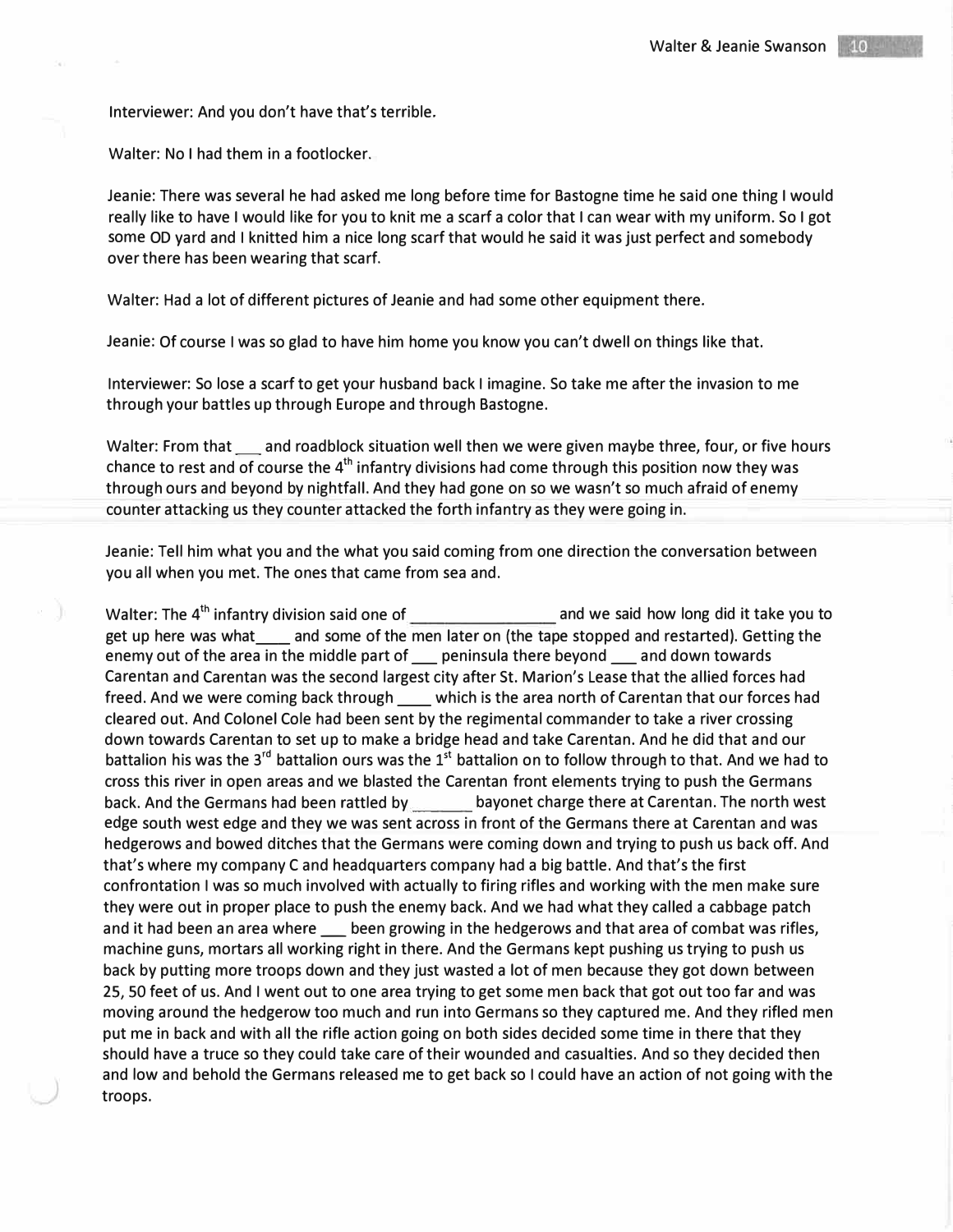Interviewer: And you don't have that's terrible.

Walter: No I had them in a footlocker.

Jeanie: There was several he had asked me long before time for Bastogne time he said one thing I would really like to have I would like for you to knit me a scarf a color that I can wear with my uniform. So I got some OD yard and I knitted him a nice long scarf that would he said it was just perfect and somebody over there has been wearing that scarf.

Walter: Had a lot of different pictures of Jeanie and had some other equipment there.

Jeanie: Of course I was so glad to have him home you know you can't dwell on things like that.

Interviewer: So lose a scarf to get your husband back I imagine. So take me after the invasion to me through your battles up through Europe and through Bastogne.

Walter: From that ___ and roadblock situation well then we were given maybe three, four, or five hours chance to rest and of course the 4th infantry divisions had come through this position now they was through ours and beyond by nightfall. And they had gone on so we wasn't so much afraid of enemy counter attacking us they counter attacked the forth infantry as they were going in.

Jeanie: Tell him what you and the what you said coming from one direction the conversation between you all when you met. The ones that came from sea and.

Walter: The 4th infantry division said one of ________________ and we said how long did it take you to get up here was what____ and some of the men later on (the tape stopped and restarted). Getting the enemy out of the area in the middle part of ___ peninsula there beyond ___ and down towards Carentan and Carentan was the second largest city after St. Marion's Lease that the allied forces had freed. And we were coming back through ____ which is the area north of Carentan that our forces had cleared out. And Colonel Cole had been sent by the regimental commander to take a river crossing down towards Carentan to set up to make a bridge head and take Carentan. And he did that and our battalion his was the 3rd battalion ours was the 1st battalion on to follow through to that. And we had to cross this river in open areas and we blasted the Carentan front elements trying to push the Germans back. And the Germans had been rattled by _______ bayonet charge there at Carentan. The north west edge south west edge and they we was sent across in front of the Germans there at Carentan and was hedgerows and bowed ditches that the Germans were coming down and trying to push us back off. And that's where my company C and headquarters company had a big battle. And that's the first confrontation I was so much involved with actually to firing rifles and working with the men make sure they were out in proper place to push the enemy back. And we had what they called a cabbage patch and it had been an area where ___ been growing in the hedgerows and that area of combat was rifles, machine guns, mortars all working right in there. And the Germans kept pushing us trying to push us back by putting more troops down and they just wasted a lot of men because they got down between 25, 50 feet of us. And I went out to one area trying to get some men back that got out too far and was moving around the hedgerow too much and run into Germans so they captured me. And they rifled men put me in back and with all the rifle action going on both sides decided some time in there that they should have a truce so they could take care of their wounded and casualties. And so they decided then and low and behold the Germans released me to get back so I could have an action of not going with the troops.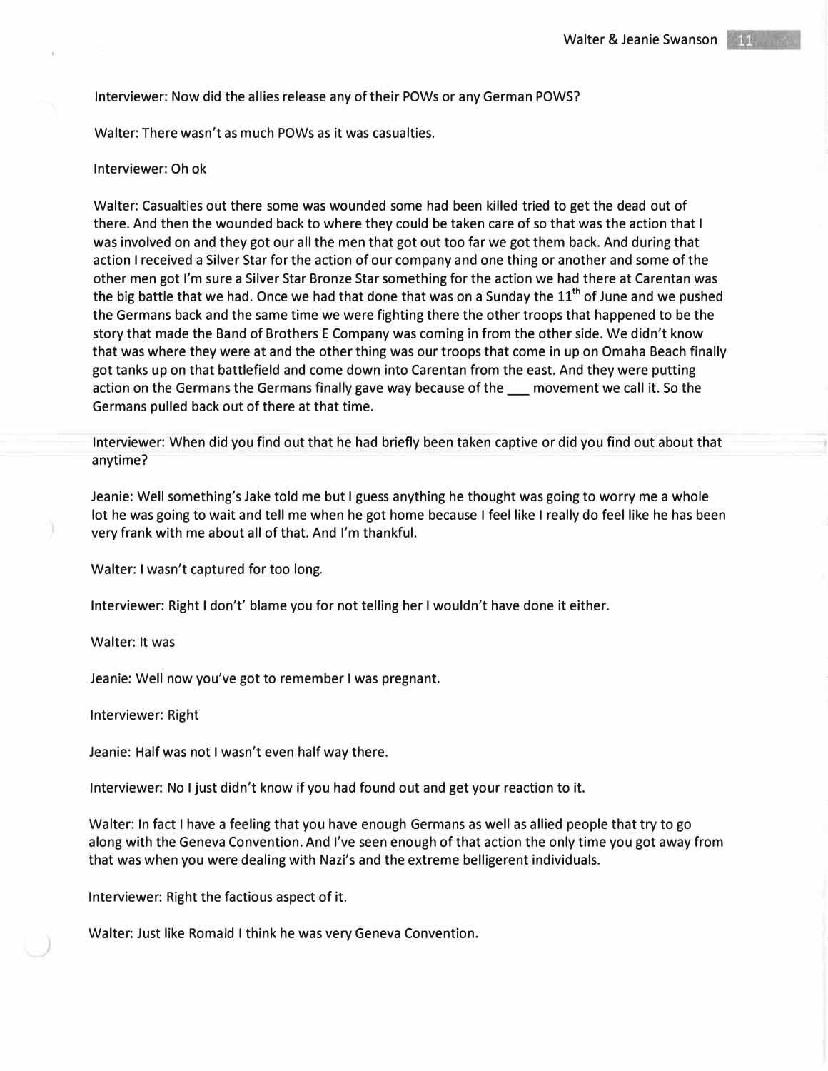Interviewer: Now did the allies release any of their POWs or any German POWS?

Walter: There wasn't as much POWs as it was casualties.

Interviewer: Oh ok

Walter: Casualties out there some was wounded some had been killed tried to get the dead out of there. And then the wounded back to where they could be taken care of so that was the action that I was involved on and they got our all the men that got out too far we got them back. And during that action I received a Silver Star for the action of our company and one thing or another and some of the other men got I'm sure a Silver Star Bronze Star something for the action we had there at Carentan was the big battle that we had. Once we had that done that was on a Sunday the 11th of June and we pushed the Germans back and the same time we were fighting there the other troops that happened to be the story that made the Band of Brothers E Company was coming in from the other side. We didn't know that was where they were at and the other thing was our troops that come in up on Omaha Beach finally got tanks up on that battlefield and come down into Carentan from the east. And they were putting action on the Germans the Germans finally gave way because of the ___ movement we call it. So the Germans pulled back out of there at that time.

Interviewer: When did you find out that he had briefly been taken captive or did you find out about that anytime?

Jeanie: Well something's Jake told me but I guess anything he thought was going to worry me a whole lot he was going to wait and tell me when he got home because I feel like I really do feel like he has been very frank with me about all of that. And I'm thankful.

Walter: I wasn't captured for too long.

Interviewer: Right I don't' blame you for not telling her I wouldn't have done it either.

Walter: It was

Jeanie: Well now you've got to remember I was pregnant.

Interviewer: Right

Jeanie: Half was not I wasn't even half way there.

Interviewer: No I just didn't know if you had found out and get your reaction to it.

Walter: In fact I have a feeling that you have enough Germans as well as allied people that try to go along with the Geneva Convention. And I've seen enough of that action the only time you got away from that was when you were dealing with Nazi's and the extreme belligerent individuals.

Interviewer: Right the factious aspect of it.

Walter: Just like Romald I think he was very Geneva Convention.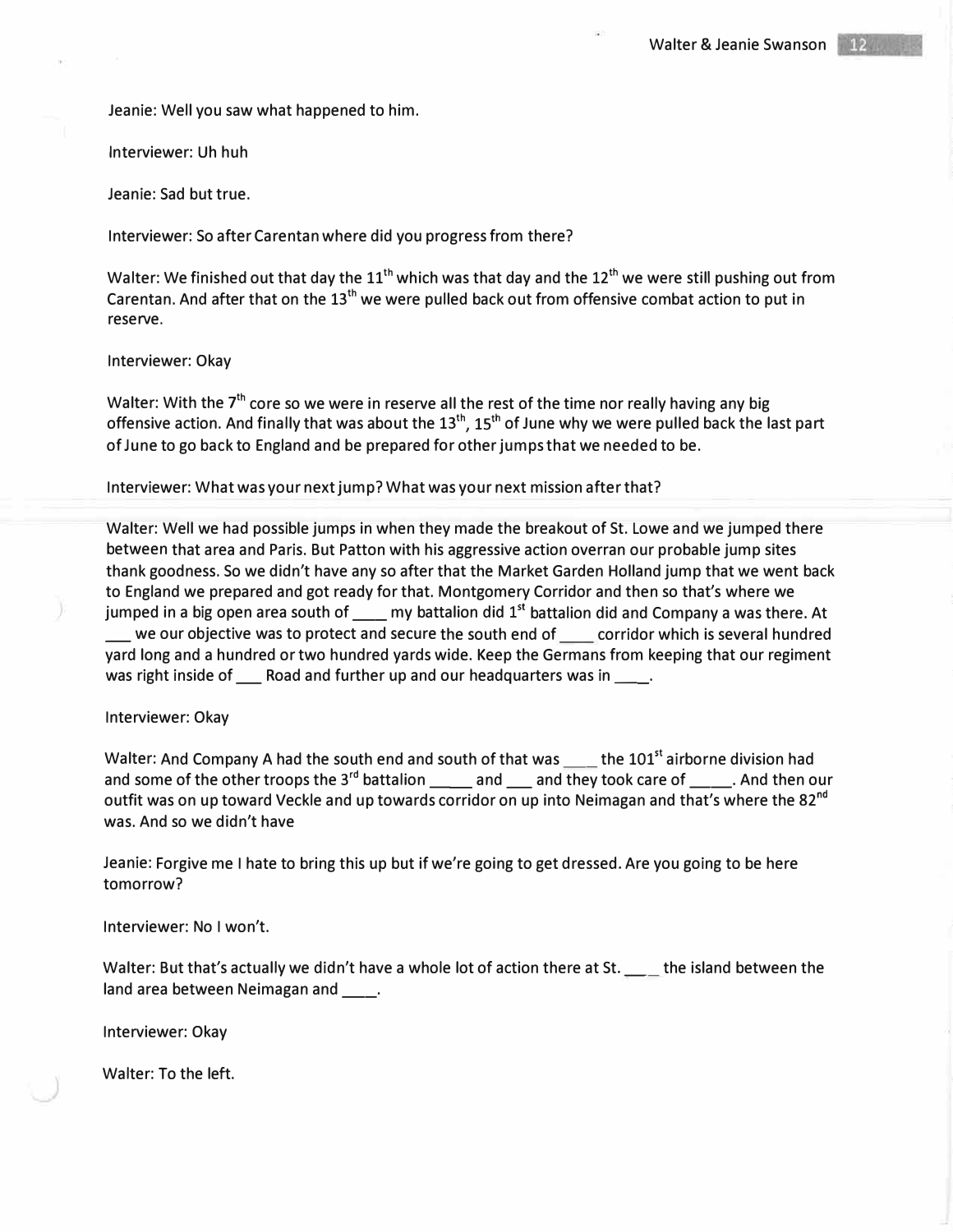Jeanie: Well you saw what happened to him.

Interviewer: Uh huh

Jeanie: Sad but true.

Interviewer: So after Carentan where did you progress from there?

Walter: We finished out that day the 11th which was that day and the 12th we were still pushing out from Carentan. And after that on the 13th we were pulled back out from offensive combat action to put in reserve.

Interviewer: Okay

Walter: With the 7th core so we were in reserve all the rest of the time nor really having any big offensive action. And finally that was about the 13th, 15th of June why we were pulled back the last part of June to go back to England and be prepared for other jumps that we needed to be.

Interviewer: What was your next jump? What was your next mission after that?

Walter: Well we had possible jumps in when they made the breakout of St. Lowe and we jumped there between that area and Paris. But Patton with his aggressive action overran our probable jump sites thank goodness. So we didn't have any so after that the Market Garden Holland jump that we went back to England we prepared and got ready for that. Montgomery Corridor and then so that's where we jumped in a big open area south of ____ my battalion did 1st battalion did and Company a was there. At ___ we our objective was to protect and secure the south end of ____ corridor which is several hundred yard long and a hundred or two hundred yards wide. Keep the Germans from keeping that our regiment was right inside of ___ Road and further up and our headquarters was in ____.

Interviewer: Okay

Walter: And Company A had the south end and south of that was ____ the 101st airborne division had and some of the other troops the 3rd battalion _____ and ___ and they took care of _____. And then our outfit was on up toward Veckle and up towards corridor on up into Neimagan and that's where the 82nd was. And so we didn't have

Jeanie: Forgive me I hate to bring this up but if we're going to get dressed. Are you going to be here tomorrow?

Interviewer: No I won't.

Walter: But that's actually we didn't have a whole lot of action there at St. ____ the island between the land area between Neimagan and ____.

Interviewer: Okay

Walter: To the left.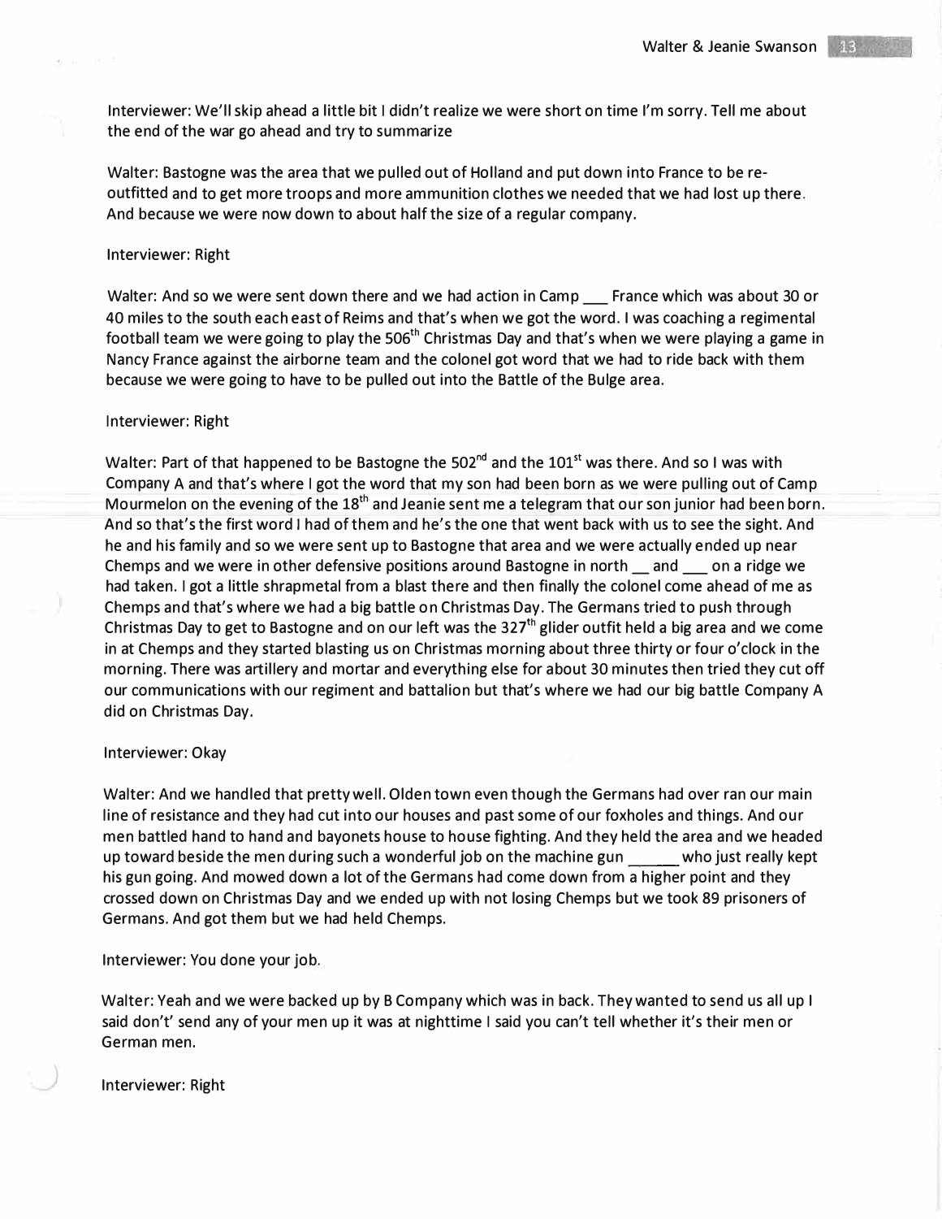Interviewer: We'll skip ahead a little bit I didn't realize we were short on time I'm sorry. Tell me about the end of the war go ahead and try to summarize

Walter: Bastogne was the area that we pulled out of Holland and put down into France to be re-outfitted and to get more troops and more ammunition clothes we needed that we had lost up there. And because we were now down to about half the size of a regular company.

Interviewer: Right

Walter: And so we were sent down there and we had action in Camp ___ France which was about 30 or 40 miles to the south each east of Reims and that's when we got the word. I was coaching a regimental football team we were going to play the 506th Christmas Day and that's when we were playing a game in Nancy France against the airborne team and the colonel got word that we had to ride back with them because we were going to have to be pulled out into the Battle of the Bulge area.

Interviewer: Right

Walter: Part of that happened to be Bastogne the 502nd and the 101st was there. And so I was with Company A and that's where I got the word that my son had been born as we were pulling out of Camp Mourmelon on the evening of the 18th and Jeanie sent me a telegram that our son junior had been born. And so that's the first word I had of them and he's the one that went back with us to see the sight. And he and his family and so we were sent up to Bastogne that area and we were actually ended up near Chemps and we were in other defensive positions around Bastogne in north __ and ___ on a ridge we had taken. I got a little shrapmetal from a blast there and then finally the colonel come ahead of me as Chemps and that's where we had a big battle on Christmas Day. The Germans tried to push through Christmas Day to get to Bastogne and on our left was the 327th glider outfit held a big area and we come in at Chemps and they started blasting us on Christmas morning about three thirty or four o'clock in the morning. There was artillery and mortar and everything else for about 30 minutes then tried they cut off our communications with our regiment and battalion but that's where we had our big battle Company A did on Christmas Day.

Interviewer: Okay

Walter: And we handled that pretty well. Olden town even though the Germans had over ran our main line of resistance and they had cut into our houses and past some of our foxholes and things. And our men battled hand to hand and bayonets house to house fighting. And they held the area and we headed up toward beside the men during such a wonderful job on the machine gun ______ who just really kept his gun going. And mowed down a lot of the Germans had come down from a higher point and they crossed down on Christmas Day and we ended up with not losing Chemps but we took 89 prisoners of Germans. And got them but we had held Chemps.

Interviewer: You done your job.

Walter: Yeah and we were backed up by B Company which was in back. They wanted to send us all up I said don't' send any of your men up it was at nighttime I said you can't tell whether it's their men or German men.

Interviewer: Right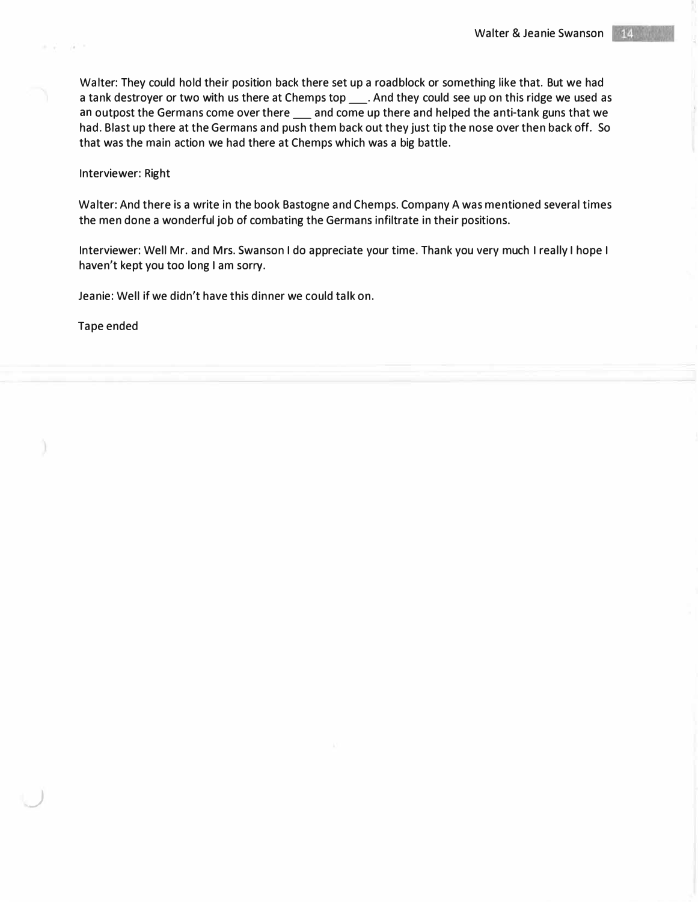Walter: They could hold their position back there set up a roadblock or something like that. But we had a tank destroyer or two with us there at Chemps top ___. And they could see up on this ridge we used as an outpost the Germans come over there ___ and come up there and helped the anti-tank guns that we had. Blast up there at the Germans and push them back out they just tip the nose over then back off. So that was the main action we had there at Chemps which was a big battle.

Interviewer: Right

Walter: And there is a write in the book Bastogne and Chemps. Company A was mentioned several times the men done a wonderful job of combating the Germans infiltrate in their positions.

Interviewer: Well Mr. and Mrs. Swanson I do appreciate your time. Thank you very much I really I hope I haven't kept you too long I am sorry.

Jeanie: Well if we didn't have this dinner we could talk on.

Tape ended